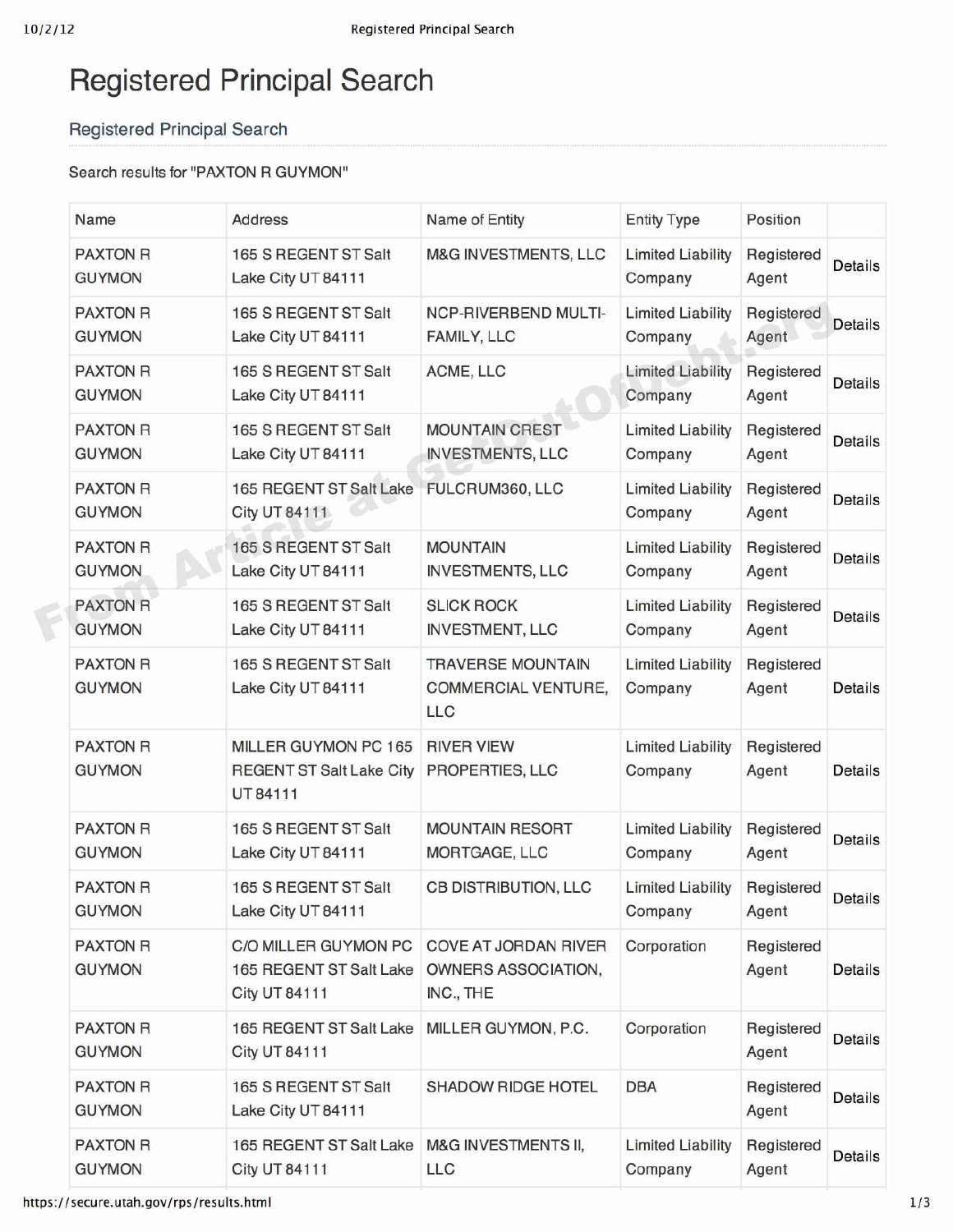# Registered Principal Search

## Registered Principal Search

Search results for "PAXTON R GUYMON"

| Name | Address | Name of Entity | Entity Type | Position | |
|---|---|---|---|---|---|
| PAXTON R GUYMON | 165 S REGENT ST Salt Lake City UT 84111 | M&G INVESTMENTS, LLC | Limited Liability Company | Registered Agent | Details |
| PAXTON R GUYMON | 165 S REGENT ST Salt Lake City UT 84111 | NCP-RIVERBEND MULTI-FAMILY, LLC | Limited Liability Company | Registered Agent | Details |
| PAXTON R GUYMON | 165 S REGENT ST Salt Lake City UT 84111 | ACME, LLC | Limited Liability Company | Registered Agent | Details |
| PAXTON R GUYMON | 165 S REGENT ST Salt Lake City UT 84111 | MOUNTAIN CREST INVESTMENTS, LLC | Limited Liability Company | Registered Agent | Details |
| PAXTON R GUYMON | 165 REGENT ST Salt Lake City UT 84111 | FULCRUM360, LLC | Limited Liability Company | Registered Agent | Details |
| PAXTON R GUYMON | 165 S REGENT ST Salt Lake City UT 84111 | MOUNTAIN INVESTMENTS, LLC | Limited Liability Company | Registered Agent | Details |
| PAXTON R GUYMON | 165 S REGENT ST Salt Lake City UT 84111 | SLICK ROCK INVESTMENT, LLC | Limited Liability Company | Registered Agent | Details |
| PAXTON R GUYMON | 165 S REGENT ST Salt Lake City UT 84111 | TRAVERSE MOUNTAIN COMMERCIAL VENTURE, LLC | Limited Liability Company | Registered Agent | Details |
| PAXTON R GUYMON | MILLER GUYMON PC 165 REGENT ST Salt Lake City UT 84111 | RIVER VIEW PROPERTIES, LLC | Limited Liability Company | Registered Agent | Details |
| PAXTON R GUYMON | 165 S REGENT ST Salt Lake City UT 84111 | MOUNTAIN RESORT MORTGAGE, LLC | Limited Liability Company | Registered Agent | Details |
| PAXTON R GUYMON | 165 S REGENT ST Salt Lake City UT 84111 | CB DISTRIBUTION, LLC | Limited Liability Company | Registered Agent | Details |
| PAXTON R GUYMON | C/O MILLER GUYMON PC 165 REGENT ST Salt Lake City UT 84111 | COVE AT JORDAN RIVER OWNERS ASSOCIATION, INC., THE | Corporation | Registered Agent | Details |
| PAXTON R GUYMON | 165 REGENT ST Salt Lake City UT 84111 | MILLER GUYMON, P.C. | Corporation | Registered Agent | Details |
| PAXTON R GUYMON | 165 S REGENT ST Salt Lake City UT 84111 | SHADOW RIDGE HOTEL | DBA | Registered Agent | Details |
| PAXTON R GUYMON | 165 REGENT ST Salt Lake City UT 84111 | M&G INVESTMENTS II, LLC | Limited Liability Company | Registered Agent | Details |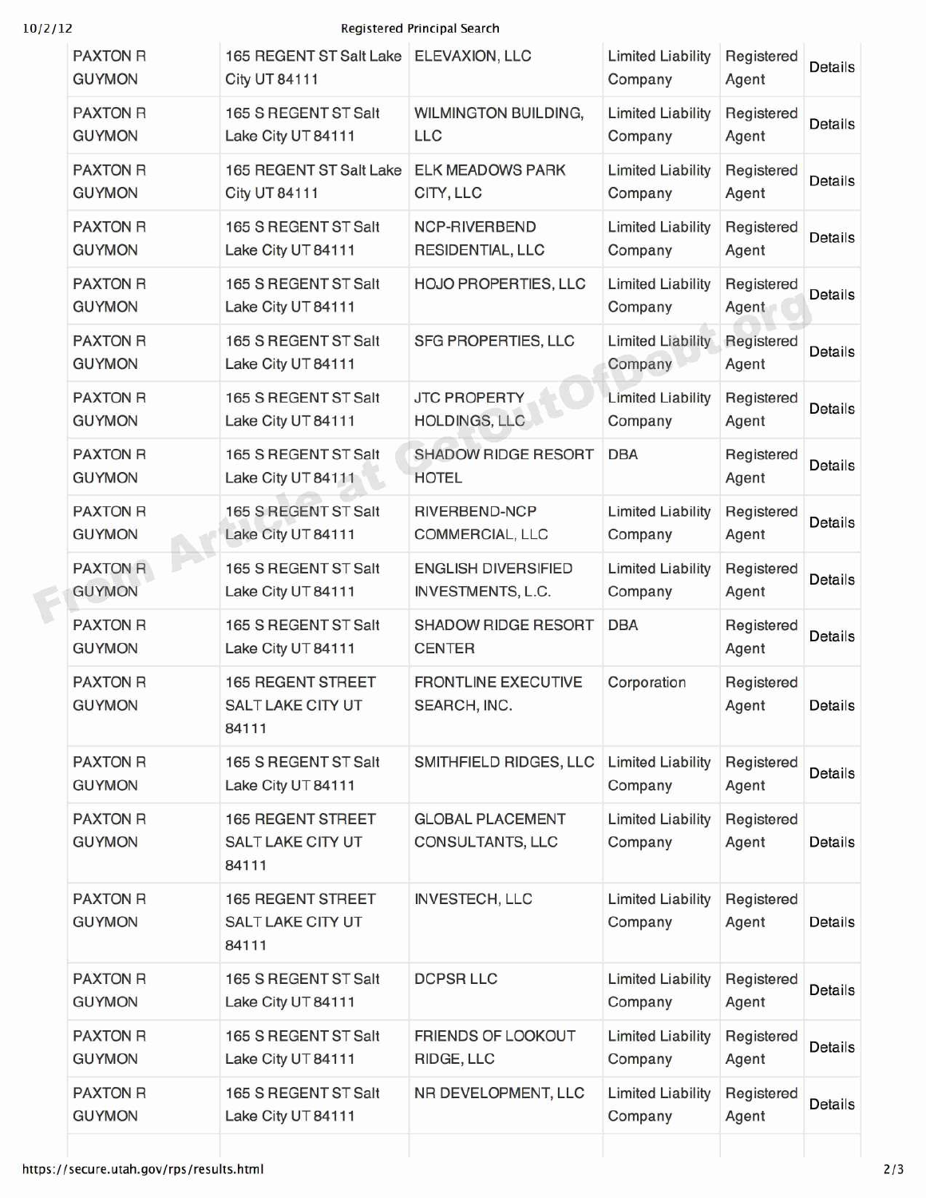| | | | | | |
|---|---|---|---|---|---|
| PAXTON R GUYMON | 165 REGENT ST Salt Lake City UT 84111 | ELEVAXION, LLC | Limited Liability Company | Registered Agent | Details |
| PAXTON R GUYMON | 165 S REGENT ST Salt Lake City UT 84111 | WILMINGTON BUILDING, LLC | Limited Liability Company | Registered Agent | Details |
| PAXTON R GUYMON | 165 REGENT ST Salt Lake City UT 84111 | ELK MEADOWS PARK CITY, LLC | Limited Liability Company | Registered Agent | Details |
| PAXTON R GUYMON | 165 S REGENT ST Salt Lake City UT 84111 | NCP-RIVERBEND RESIDENTIAL, LLC | Limited Liability Company | Registered Agent | Details |
| PAXTON R GUYMON | 165 S REGENT ST Salt Lake City UT 84111 | HOJO PROPERTIES, LLC | Limited Liability Company | Registered Agent | Details |
| PAXTON R GUYMON | 165 S REGENT ST Salt Lake City UT 84111 | SFG PROPERTIES, LLC | Limited Liability Company | Registered Agent | Details |
| PAXTON R GUYMON | 165 S REGENT ST Salt Lake City UT 84111 | JTC PROPERTY HOLDINGS, LLC | Limited Liability Company | Registered Agent | Details |
| PAXTON R GUYMON | 165 S REGENT ST Salt Lake City UT 84111 | SHADOW RIDGE RESORT HOTEL | DBA | Registered Agent | Details |
| PAXTON R GUYMON | 165 S REGENT ST Salt Lake City UT 84111 | RIVERBEND-NCP COMMERCIAL, LLC | Limited Liability Company | Registered Agent | Details |
| PAXTON R GUYMON | 165 S REGENT ST Salt Lake City UT 84111 | ENGLISH DIVERSIFIED INVESTMENTS, L.C. | Limited Liability Company | Registered Agent | Details |
| PAXTON R GUYMON | 165 S REGENT ST Salt Lake City UT 84111 | SHADOW RIDGE RESORT CENTER | DBA | Registered Agent | Details |
| PAXTON R GUYMON | 165 REGENT STREET SALT LAKE CITY UT 84111 | FRONTLINE EXECUTIVE SEARCH, INC. | Corporation | Registered Agent | Details |
| PAXTON R GUYMON | 165 S REGENT ST Salt Lake City UT 84111 | SMITHFIELD RIDGES, LLC | Limited Liability Company | Registered Agent | Details |
| PAXTON R GUYMON | 165 REGENT STREET SALT LAKE CITY UT 84111 | GLOBAL PLACEMENT CONSULTANTS, LLC | Limited Liability Company | Registered Agent | Details |
| PAXTON R GUYMON | 165 REGENT STREET SALT LAKE CITY UT 84111 | INVESTECH, LLC | Limited Liability Company | Registered Agent | Details |
| PAXTON R GUYMON | 165 S REGENT ST Salt Lake City UT 84111 | DCPSR LLC | Limited Liability Company | Registered Agent | Details |
| PAXTON R GUYMON | 165 S REGENT ST Salt Lake City UT 84111 | FRIENDS OF LOOKOUT RIDGE, LLC | Limited Liability Company | Registered Agent | Details |
| PAXTON R GUYMON | 165 S REGENT ST Salt Lake City UT 84111 | NR DEVELOPMENT, LLC | Limited Liability Company | Registered Agent | Details |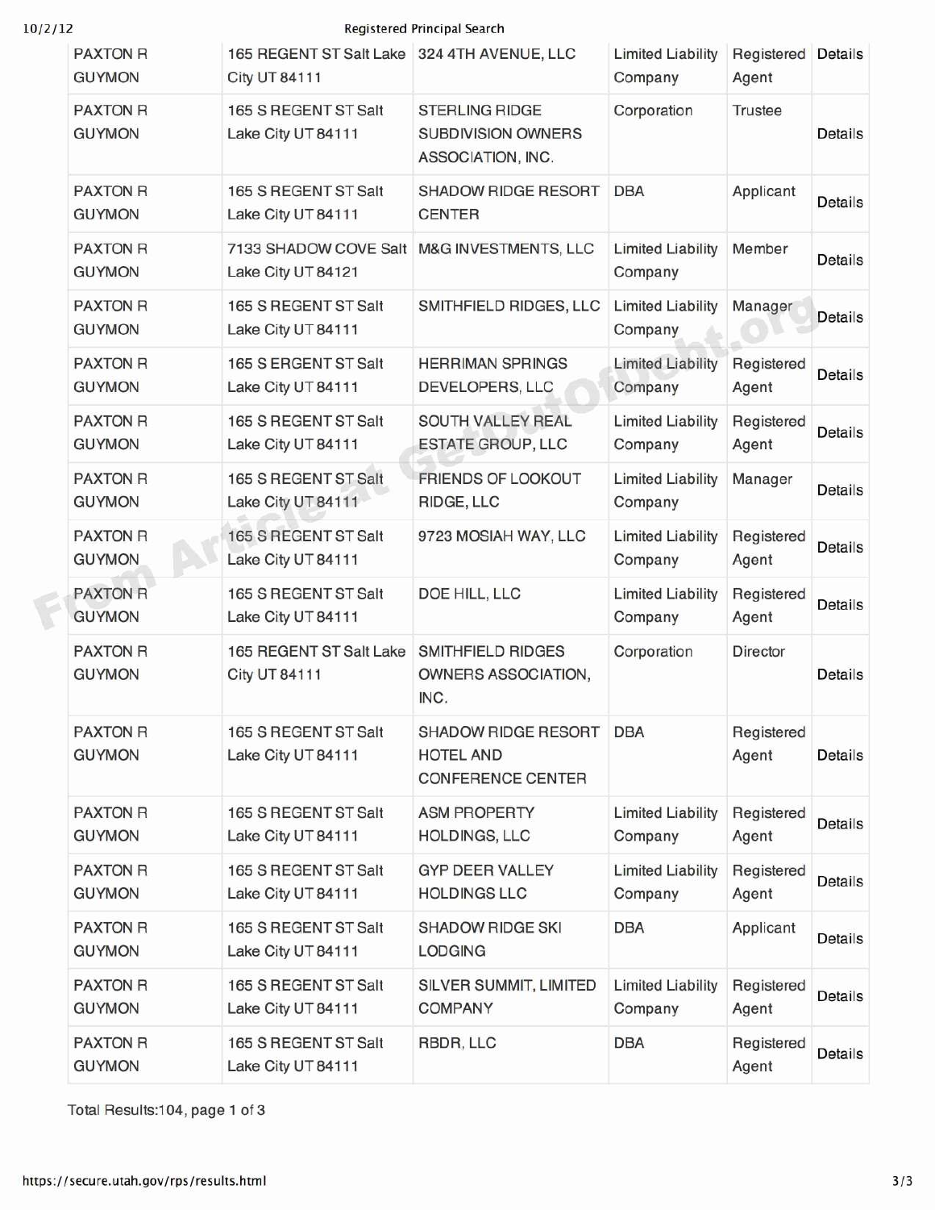| | | | | | |
|---|---|---|---|---|---|
| PAXTON R GUYMON | 165 REGENT ST Salt Lake City UT 84111 | 324 4TH AVENUE, LLC | Limited Liability Company | Registered Agent | Details |
| PAXTON R GUYMON | 165 S REGENT ST Salt Lake City UT 84111 | STERLING RIDGE SUBDIVISION OWNERS ASSOCIATION, INC. | Corporation | Trustee | Details |
| PAXTON R GUYMON | 165 S REGENT ST Salt Lake City UT 84111 | SHADOW RIDGE RESORT CENTER | DBA | Applicant | Details |
| PAXTON R GUYMON | 7133 SHADOW COVE Salt Lake City UT 84121 | M&G INVESTMENTS, LLC | Limited Liability Company | Member | Details |
| PAXTON R GUYMON | 165 S REGENT ST Salt Lake City UT 84111 | SMITHFIELD RIDGES, LLC | Limited Liability Company | Manager | Details |
| PAXTON R GUYMON | 165 S ERGENT ST Salt Lake City UT 84111 | HERRIMAN SPRINGS DEVELOPERS, LLC | Limited Liability Company | Registered Agent | Details |
| PAXTON R GUYMON | 165 S REGENT ST Salt Lake City UT 84111 | SOUTH VALLEY REAL ESTATE GROUP, LLC | Limited Liability Company | Registered Agent | Details |
| PAXTON R GUYMON | 165 S REGENT ST Salt Lake City UT 84111 | FRIENDS OF LOOKOUT RIDGE, LLC | Limited Liability Company | Manager | Details |
| PAXTON R GUYMON | 165 S REGENT ST Salt Lake City UT 84111 | 9723 MOSIAH WAY, LLC | Limited Liability Company | Registered Agent | Details |
| PAXTON R GUYMON | 165 S REGENT ST Salt Lake City UT 84111 | DOE HILL, LLC | Limited Liability Company | Registered Agent | Details |
| PAXTON R GUYMON | 165 REGENT ST Salt Lake City UT 84111 | SMITHFIELD RIDGES OWNERS ASSOCIATION, INC. | Corporation | Director | Details |
| PAXTON R GUYMON | 165 S REGENT ST Salt Lake City UT 84111 | SHADOW RIDGE RESORT HOTEL AND CONFERENCE CENTER | DBA | Registered Agent | Details |
| PAXTON R GUYMON | 165 S REGENT ST Salt Lake City UT 84111 | ASM PROPERTY HOLDINGS, LLC | Limited Liability Company | Registered Agent | Details |
| PAXTON R GUYMON | 165 S REGENT ST Salt Lake City UT 84111 | GYP DEER VALLEY HOLDINGS LLC | Limited Liability Company | Registered Agent | Details |
| PAXTON R GUYMON | 165 S REGENT ST Salt Lake City UT 84111 | SHADOW RIDGE SKI LODGING | DBA | Applicant | Details |
| PAXTON R GUYMON | 165 S REGENT ST Salt Lake City UT 84111 | SILVER SUMMIT, LIMITED COMPANY | Limited Liability Company | Registered Agent | Details |
| PAXTON R GUYMON | 165 S REGENT ST Salt Lake City UT 84111 | RBDR, LLC | DBA | Registered Agent | Details |

Total Results:104, page 1 of 3